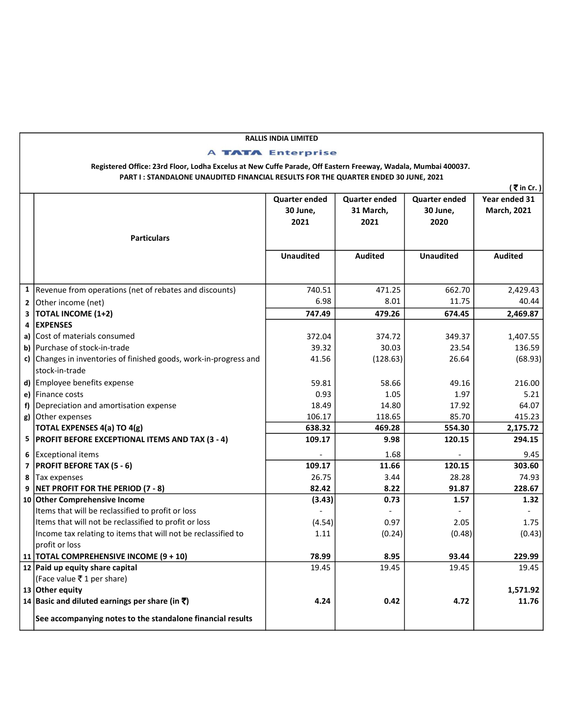**RALLIS INDIA LIMITED**

**A TATA Enterprise**

**Registered Office: 23rd Floor, Lodha Excelus at New Cuffe Parade, Off Eastern Freeway, Wadala, Mumbai 400037.**

**PART I : STANDALONE UNAUDITED FINANCIAL RESULTS FOR THE QUARTER ENDED 30 JUNE, 2021**

(₹ in Cr. )

| | Particulars | Quarter ended 30 June, 2021 | Quarter ended 31 March, 2021 | Quarter ended 30 June, 2020 | Year ended 31 March, 2021 |
|---|---|---|---|---|---|
| | | Unaudited | Audited | Unaudited | Audited |
| 1 | Revenue from operations (net of rebates and discounts) | 740.51 | 471.25 | 662.70 | 2,429.43 |
| 2 | Other income (net) | 6.98 | 8.01 | 11.75 | 40.44 |
| 3 | **TOTAL INCOME (1+2)** | **747.49** | **479.26** | **674.45** | **2,469.87** |
| 4 | **EXPENSES** | | | | |
| a) | Cost of materials consumed | 372.04 | 374.72 | 349.37 | 1,407.55 |
| b) | Purchase of stock-in-trade | 39.32 | 30.03 | 23.54 | 136.59 |
| c) | Changes in inventories of finished goods, work-in-progress and stock-in-trade | 41.56 | (128.63) | 26.64 | (68.93) |
| d) | Employee benefits expense | 59.81 | 58.66 | 49.16 | 216.00 |
| e) | Finance costs | 0.93 | 1.05 | 1.97 | 5.21 |
| f) | Depreciation and amortisation expense | 18.49 | 14.80 | 17.92 | 64.07 |
| g) | Other expenses | 106.17 | 118.65 | 85.70 | 415.23 |
| | **TOTAL EXPENSES 4(a) TO 4(g)** | **638.32** | **469.28** | **554.30** | **2,175.72** |
| 5 | **PROFIT BEFORE EXCEPTIONAL ITEMS AND TAX (3 - 4)** | **109.17** | **9.98** | **120.15** | **294.15** |
| 6 | Exceptional items | - | 1.68 | - | 9.45 |
| 7 | **PROFIT BEFORE TAX (5 - 6)** | **109.17** | **11.66** | **120.15** | **303.60** |
| 8 | Tax expenses | 26.75 | 3.44 | 28.28 | 74.93 |
| 9 | **NET PROFIT FOR THE PERIOD (7 - 8)** | **82.42** | **8.22** | **91.87** | **228.67** |
| 10 | **Other Comprehensive Income** | **(3.43)** | **0.73** | **1.57** | **1.32** |
| | Items that will be reclassified to profit or loss | - | - | - | - |
| | Items that will not be reclassified to profit or loss | (4.54) | 0.97 | 2.05 | 1.75 |
| | Income tax relating to items that will not be reclassified to profit or loss | 1.11 | (0.24) | (0.48) | (0.43) |
| 11 | **TOTAL COMPREHENSIVE INCOME (9 + 10)** | **78.99** | **8.95** | **93.44** | **229.99** |
| 12 | **Paid up equity share capital** (Face value ₹ 1 per share) | 19.45 | 19.45 | 19.45 | 19.45 |
| 13 | **Other equity** | | | | **1,571.92** |
| 14 | **Basic and diluted earnings per share (in ₹)** | **4.24** | **0.42** | **4.72** | **11.76** |
| | **See accompanying notes to the standalone financial results** | | | | |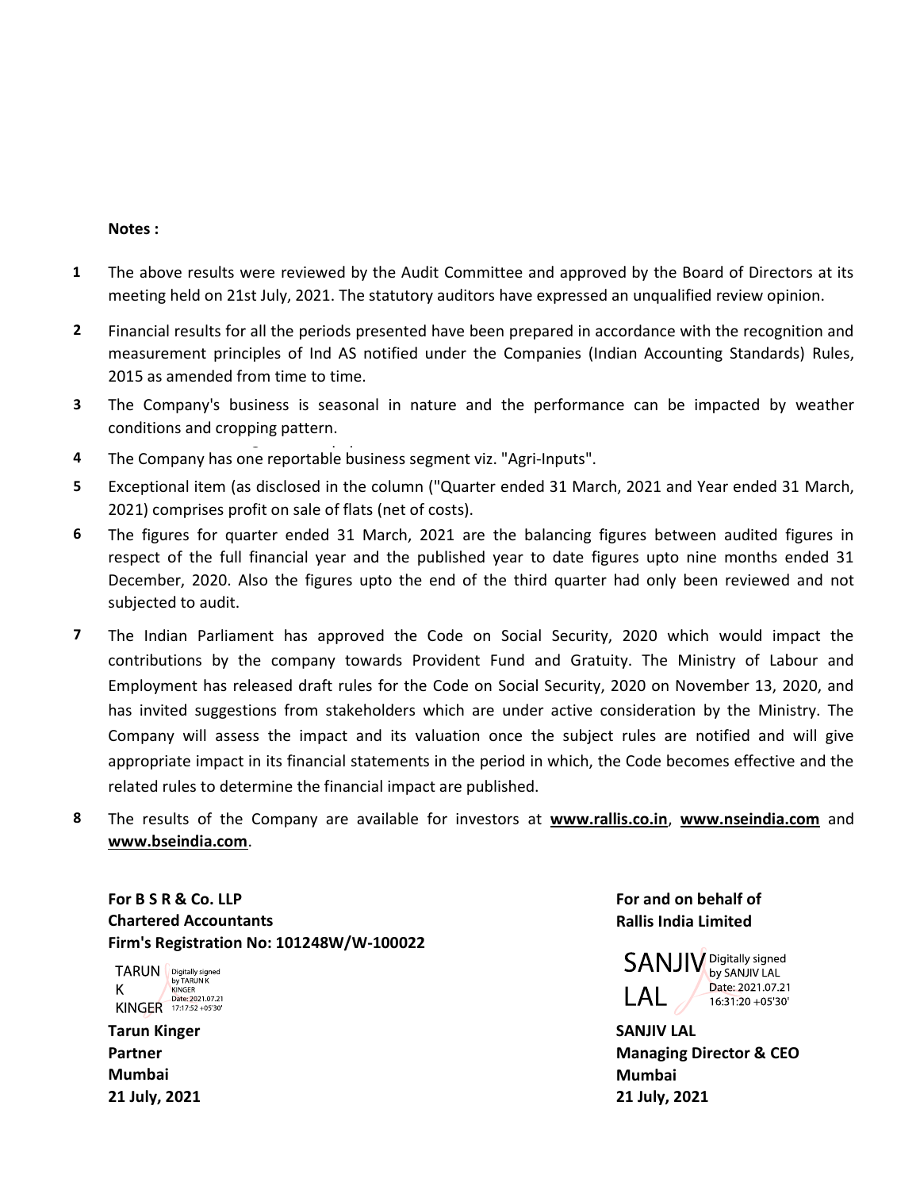**Notes :**

1. The above results were reviewed by the Audit Committee and approved by the Board of Directors at its meeting held on 21st July, 2021. The statutory auditors have expressed an unqualified review opinion.
2. Financial results for all the periods presented have been prepared in accordance with the recognition and measurement principles of Ind AS notified under the Companies (Indian Accounting Standards) Rules, 2015 as amended from time to time.
3. The Company's business is seasonal in nature and the performance can be impacted by weather conditions and cropping pattern.
4. The Company has one reportable business segment viz. "Agri-Inputs".
5. Exceptional item (as disclosed in the column ("Quarter ended 31 March, 2021 and Year ended 31 March, 2021) comprises profit on sale of flats (net of costs).
6. The figures for quarter ended 31 March, 2021 are the balancing figures between audited figures in respect of the full financial year and the published year to date figures upto nine months ended 31 December, 2020. Also the figures upto the end of the third quarter had only been reviewed and not subjected to audit.
7. The Indian Parliament has approved the Code on Social Security, 2020 which would impact the contributions by the company towards Provident Fund and Gratuity. The Ministry of Labour and Employment has released draft rules for the Code on Social Security, 2020 on November 13, 2020, and has invited suggestions from stakeholders which are under active consideration by the Ministry. The Company will assess the impact and its valuation once the subject rules are notified and will give appropriate impact in its financial statements in the period in which, the Code becomes effective and the related rules to determine the financial impact are published.
8. The results of the Company are available for investors at **www.rallis.co.in**, **www.nseindia.com** and **www.bseindia.com**.

**For B S R & Co. LLP**
**Chartered Accountants**
**Firm's Registration No: 101248W/W-100022**

TARUN K KINGER Digitally signed by TARUN K KINGER Date: 2021.07.21 17:17:52 +05'30'

**Tarun Kinger**
**Partner**
**Mumbai**
**21 July, 2021**

**For and on behalf of**
**Rallis India Limited**

SANJIV LAL Digitally signed by SANJIV LAL Date: 2021.07.21 16:31:20 +05'30'

**SANJIV LAL**
**Managing Director & CEO**
**Mumbai**
**21 July, 2021**